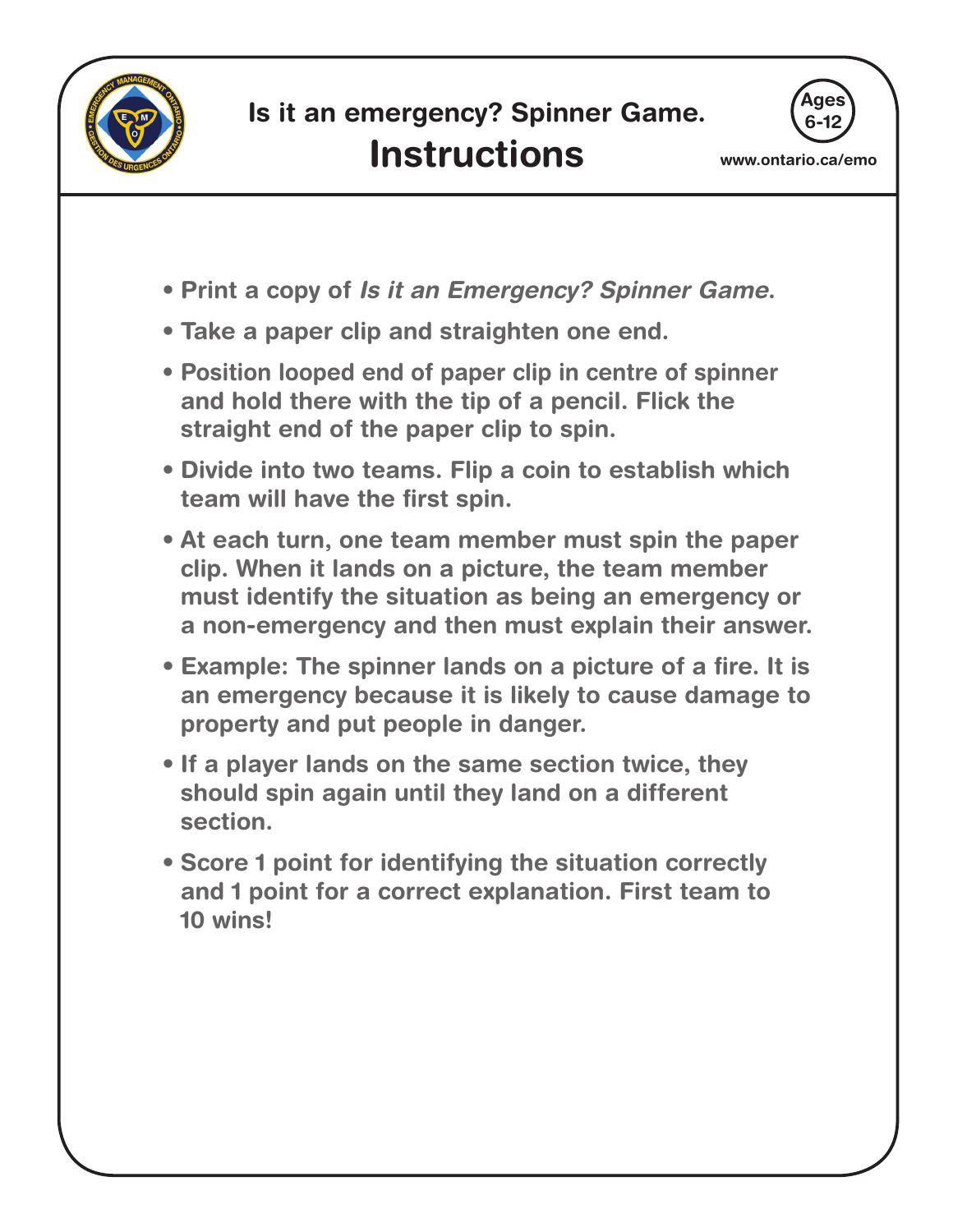# Is it an emergency? Spinner Game.

## Instructions

Ages 6-12

www.ontario.ca/emo

- Print a copy of *Is it an Emergency? Spinner Game*.
- Take a paper clip and straighten one end.
- Position looped end of paper clip in centre of spinner and hold there with the tip of a pencil. Flick the straight end of the paper clip to spin.
- Divide into two teams. Flip a coin to establish which team will have the first spin.
- At each turn, one team member must spin the paper clip. When it lands on a picture, the team member must identify the situation as being an emergency or a non-emergency and then must explain their answer.
- Example: The spinner lands on a picture of a fire. It is an emergency because it is likely to cause damage to property and put people in danger.
- If a player lands on the same section twice, they should spin again until they land on a different section.
- Score 1 point for identifying the situation correctly and 1 point for a correct explanation. First team to 10 wins!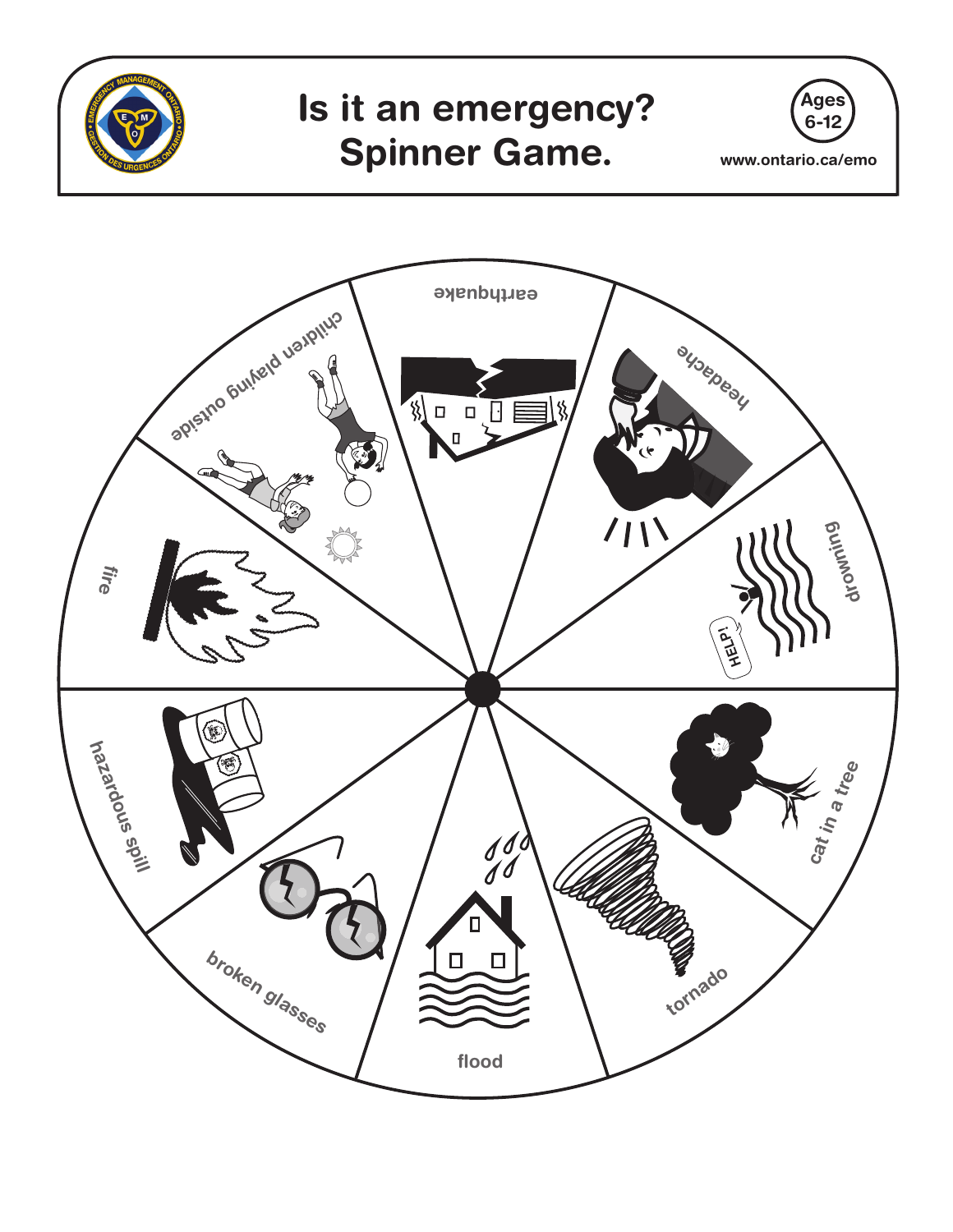# Is it an emergency? Spinner Game.

Ages 6-12

www.ontario.ca/emo

earthquake

headache

drowning

HELP!

cat in a tree

tornado

flood

broken glasses

hazardous spill

fire

children playing outside